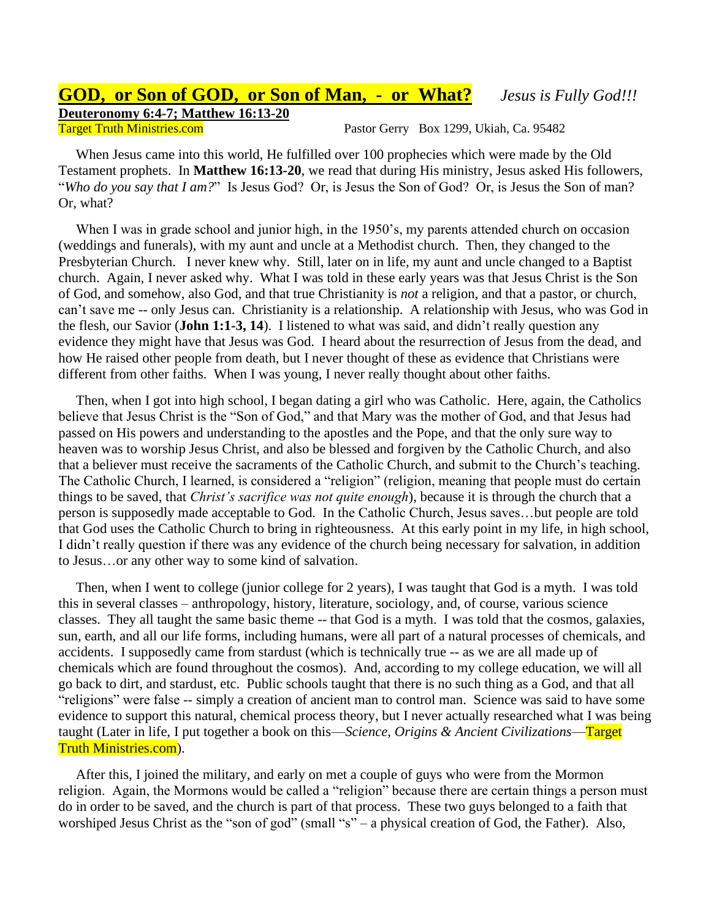# GOD, or Son of GOD, or Son of Man, - or What? *Jesus is Fully God!!!*

**Deuteronomy 6:4-7; Matthew 16:13-20**

Target Truth Ministries.com Pastor Gerry Box 1299, Ukiah, Ca. 95482

When Jesus came into this world, He fulfilled over 100 prophecies which were made by the Old Testament prophets. In **Matthew 16:13-20**, we read that during His ministry, Jesus asked His followers, "*Who do you say that I am?*" Is Jesus God? Or, is Jesus the Son of God? Or, is Jesus the Son of man? Or, what?

When I was in grade school and junior high, in the 1950's, my parents attended church on occasion (weddings and funerals), with my aunt and uncle at a Methodist church. Then, they changed to the Presbyterian Church. I never knew why. Still, later on in life, my aunt and uncle changed to a Baptist church. Again, I never asked why. What I was told in these early years was that Jesus Christ is the Son of God, and somehow, also God, and that true Christianity is *not* a religion, and that a pastor, or church, can't save me -- only Jesus can. Christianity is a relationship. A relationship with Jesus, who was God in the flesh, our Savior (**John 1:1-3, 14**). I listened to what was said, and didn't really question any evidence they might have that Jesus was God. I heard about the resurrection of Jesus from the dead, and how He raised other people from death, but I never thought of these as evidence that Christians were different from other faiths. When I was young, I never really thought about other faiths.

Then, when I got into high school, I began dating a girl who was Catholic. Here, again, the Catholics believe that Jesus Christ is the "Son of God," and that Mary was the mother of God, and that Jesus had passed on His powers and understanding to the apostles and the Pope, and that the only sure way to heaven was to worship Jesus Christ, and also be blessed and forgiven by the Catholic Church, and also that a believer must receive the sacraments of the Catholic Church, and submit to the Church's teaching. The Catholic Church, I learned, is considered a "religion" (religion, meaning that people must do certain things to be saved, that *Christ's sacrifice was not quite enough*), because it is through the church that a person is supposedly made acceptable to God. In the Catholic Church, Jesus saves…but people are told that God uses the Catholic Church to bring in righteousness. At this early point in my life, in high school, I didn't really question if there was any evidence of the church being necessary for salvation, in addition to Jesus…or any other way to some kind of salvation.

Then, when I went to college (junior college for 2 years), I was taught that God is a myth. I was told this in several classes – anthropology, history, literature, sociology, and, of course, various science classes. They all taught the same basic theme -- that God is a myth. I was told that the cosmos, galaxies, sun, earth, and all our life forms, including humans, were all part of a natural processes of chemicals, and accidents. I supposedly came from stardust (which is technically true -- as we are all made up of chemicals which are found throughout the cosmos). And, according to my college education, we will all go back to dirt, and stardust, etc. Public schools taught that there is no such thing as a God, and that all "religions" were false -- simply a creation of ancient man to control man. Science was said to have some evidence to support this natural, chemical process theory, but I never actually researched what I was being taught (Later in life, I put together a book on this—*Science, Origins & Ancient Civilizations*—Target Truth Ministries.com).

After this, I joined the military, and early on met a couple of guys who were from the Mormon religion. Again, the Mormons would be called a "religion" because there are certain things a person must do in order to be saved, and the church is part of that process. These two guys belonged to a faith that worshiped Jesus Christ as the "son of god" (small "s" – a physical creation of God, the Father). Also,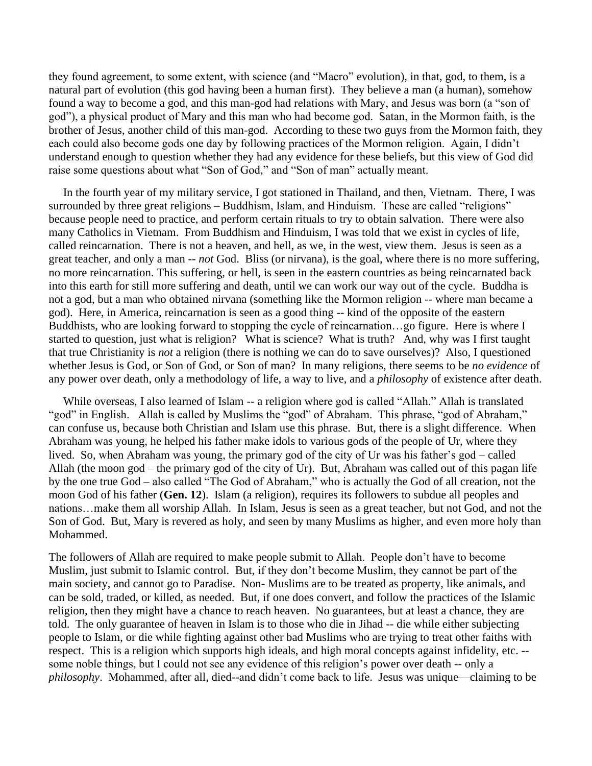they found agreement, to some extent, with science (and "Macro" evolution), in that, god, to them, is a natural part of evolution (this god having been a human first). They believe a man (a human), somehow found a way to become a god, and this man-god had relations with Mary, and Jesus was born (a "son of god"), a physical product of Mary and this man who had become god. Satan, in the Mormon faith, is the brother of Jesus, another child of this man-god. According to these two guys from the Mormon faith, they each could also become gods one day by following practices of the Mormon religion. Again, I didn't understand enough to question whether they had any evidence for these beliefs, but this view of God did raise some questions about what "Son of God," and "Son of man" actually meant.

In the fourth year of my military service, I got stationed in Thailand, and then, Vietnam. There, I was surrounded by three great religions – Buddhism, Islam, and Hinduism. These are called "religions" because people need to practice, and perform certain rituals to try to obtain salvation. There were also many Catholics in Vietnam. From Buddhism and Hinduism, I was told that we exist in cycles of life, called reincarnation. There is not a heaven, and hell, as we, in the west, view them. Jesus is seen as a great teacher, and only a man -- *not* God. Bliss (or nirvana), is the goal, where there is no more suffering, no more reincarnation. This suffering, or hell, is seen in the eastern countries as being reincarnated back into this earth for still more suffering and death, until we can work our way out of the cycle. Buddha is not a god, but a man who obtained nirvana (something like the Mormon religion -- where man became a god). Here, in America, reincarnation is seen as a good thing -- kind of the opposite of the eastern Buddhists, who are looking forward to stopping the cycle of reincarnation…go figure. Here is where I started to question, just what is religion? What is science? What is truth? And, why was I first taught that true Christianity is *not* a religion (there is nothing we can do to save ourselves)? Also, I questioned whether Jesus is God, or Son of God, or Son of man? In many religions, there seems to be *no evidence* of any power over death, only a methodology of life, a way to live, and a *philosophy* of existence after death.

While overseas, I also learned of Islam -- a religion where god is called "Allah." Allah is translated "god" in English. Allah is called by Muslims the "god" of Abraham. This phrase, "god of Abraham," can confuse us, because both Christian and Islam use this phrase. But, there is a slight difference. When Abraham was young, he helped his father make idols to various gods of the people of Ur, where they lived. So, when Abraham was young, the primary god of the city of Ur was his father's god – called Allah (the moon god – the primary god of the city of Ur). But, Abraham was called out of this pagan life by the one true God – also called "The God of Abraham," who is actually the God of all creation, not the moon God of his father (**Gen. 12**). Islam (a religion), requires its followers to subdue all peoples and nations…make them all worship Allah. In Islam, Jesus is seen as a great teacher, but not God, and not the Son of God. But, Mary is revered as holy, and seen by many Muslims as higher, and even more holy than Mohammed.

The followers of Allah are required to make people submit to Allah. People don't have to become Muslim, just submit to Islamic control. But, if they don't become Muslim, they cannot be part of the main society, and cannot go to Paradise. Non- Muslims are to be treated as property, like animals, and can be sold, traded, or killed, as needed. But, if one does convert, and follow the practices of the Islamic religion, then they might have a chance to reach heaven. No guarantees, but at least a chance, they are told. The only guarantee of heaven in Islam is to those who die in Jihad -- die while either subjecting people to Islam, or die while fighting against other bad Muslims who are trying to treat other faiths with respect. This is a religion which supports high ideals, and high moral concepts against infidelity, etc. -- some noble things, but I could not see any evidence of this religion's power over death -- only a *philosophy*. Mohammed, after all, died--and didn't come back to life. Jesus was unique—claiming to be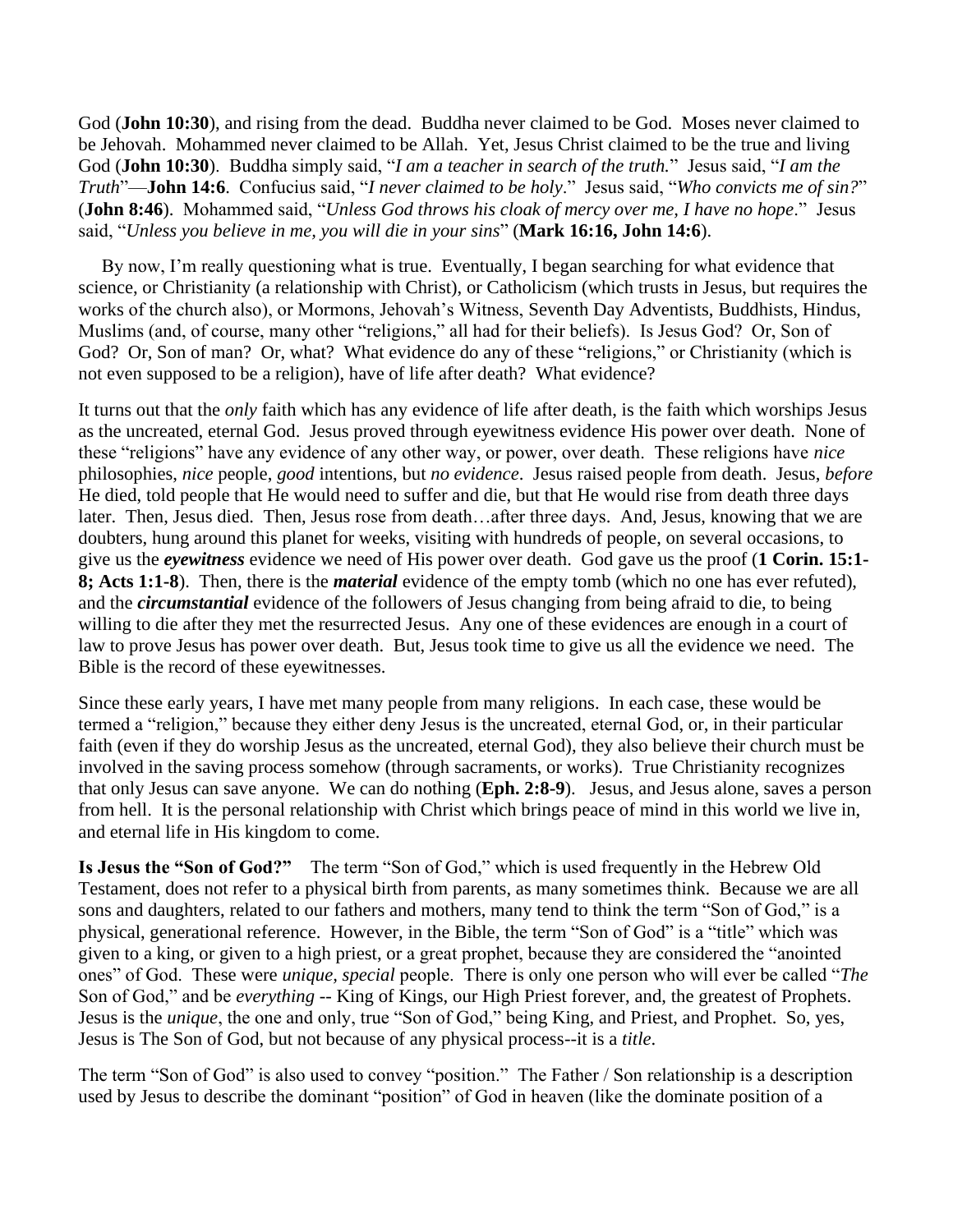God (**John 10:30**), and rising from the dead. Buddha never claimed to be God. Moses never claimed to be Jehovah. Mohammed never claimed to be Allah. Yet, Jesus Christ claimed to be the true and living God (**John 10:30**). Buddha simply said, "*I am a teacher in search of the truth.*" Jesus said, "*I am the Truth*"—**John 14:6**. Confucius said, "*I never claimed to be holy*." Jesus said, "*Who convicts me of sin?*" (**John 8:46**). Mohammed said, "*Unless God throws his cloak of mercy over me, I have no hope*." Jesus said, "*Unless you believe in me, you will die in your sins*" (**Mark 16:16, John 14:6**).

By now, I'm really questioning what is true. Eventually, I began searching for what evidence that science, or Christianity (a relationship with Christ), or Catholicism (which trusts in Jesus, but requires the works of the church also), or Mormons, Jehovah's Witness, Seventh Day Adventists, Buddhists, Hindus, Muslims (and, of course, many other "religions," all had for their beliefs). Is Jesus God? Or, Son of God? Or, Son of man? Or, what? What evidence do any of these "religions," or Christianity (which is not even supposed to be a religion), have of life after death? What evidence?

It turns out that the *only* faith which has any evidence of life after death, is the faith which worships Jesus as the uncreated, eternal God. Jesus proved through eyewitness evidence His power over death. None of these "religions" have any evidence of any other way, or power, over death. These religions have *nice* philosophies, *nice* people, *good* intentions, but *no evidence*. Jesus raised people from death. Jesus, *before* He died, told people that He would need to suffer and die, but that He would rise from death three days later. Then, Jesus died. Then, Jesus rose from death…after three days. And, Jesus, knowing that we are doubters, hung around this planet for weeks, visiting with hundreds of people, on several occasions, to give us the ***eyewitness*** evidence we need of His power over death. God gave us the proof (**1 Corin. 15:1-8; Acts 1:1-8**). Then, there is the ***material*** evidence of the empty tomb (which no one has ever refuted), and the ***circumstantial*** evidence of the followers of Jesus changing from being afraid to die, to being willing to die after they met the resurrected Jesus. Any one of these evidences are enough in a court of law to prove Jesus has power over death. But, Jesus took time to give us all the evidence we need. The Bible is the record of these eyewitnesses.

Since these early years, I have met many people from many religions. In each case, these would be termed a "religion," because they either deny Jesus is the uncreated, eternal God, or, in their particular faith (even if they do worship Jesus as the uncreated, eternal God), they also believe their church must be involved in the saving process somehow (through sacraments, or works). True Christianity recognizes that only Jesus can save anyone. We can do nothing (**Eph. 2:8-9**). Jesus, and Jesus alone, saves a person from hell. It is the personal relationship with Christ which brings peace of mind in this world we live in, and eternal life in His kingdom to come.

**Is Jesus the "Son of God?"** The term "Son of God," which is used frequently in the Hebrew Old Testament, does not refer to a physical birth from parents, as many sometimes think. Because we are all sons and daughters, related to our fathers and mothers, many tend to think the term "Son of God," is a physical, generational reference. However, in the Bible, the term "Son of God" is a "title" which was given to a king, or given to a high priest, or a great prophet, because they are considered the "anointed ones" of God. These were *unique, special* people. There is only one person who will ever be called "*The* Son of God," and be *everything* -- King of Kings, our High Priest forever, and, the greatest of Prophets. Jesus is the *unique*, the one and only, true "Son of God," being King, and Priest, and Prophet. So, yes, Jesus is The Son of God, but not because of any physical process--it is a *title*.

The term "Son of God" is also used to convey "position." The Father / Son relationship is a description used by Jesus to describe the dominant "position" of God in heaven (like the dominate position of a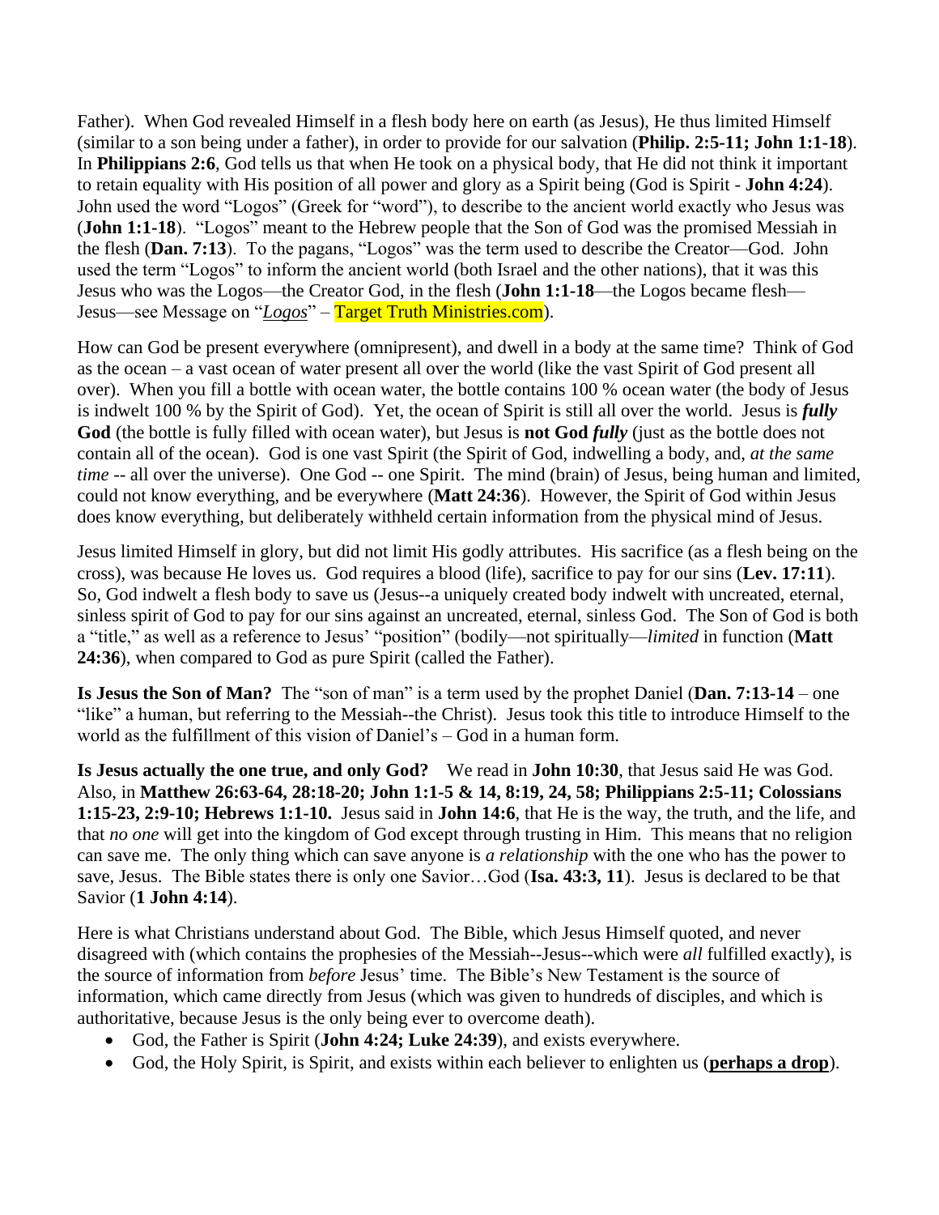Father). When God revealed Himself in a flesh body here on earth (as Jesus), He thus limited Himself (similar to a son being under a father), in order to provide for our salvation (**Philip. 2:5-11; John 1:1-18**). In **Philippians 2:6**, God tells us that when He took on a physical body, that He did not think it important to retain equality with His position of all power and glory as a Spirit being (God is Spirit - **John 4:24**). John used the word "Logos" (Greek for "word"), to describe to the ancient world exactly who Jesus was (**John 1:1-18**). "Logos" meant to the Hebrew people that the Son of God was the promised Messiah in the flesh (**Dan. 7:13**). To the pagans, "Logos" was the term used to describe the Creator—God. John used the term "Logos" to inform the ancient world (both Israel and the other nations), that it was this Jesus who was the Logos—the Creator God, in the flesh (**John 1:1-18**—the Logos became flesh—Jesus—see Message on "***Logos***" – Target Truth Ministries.com).

How can God be present everywhere (omnipresent), and dwell in a body at the same time? Think of God as the ocean – a vast ocean of water present all over the world (like the vast Spirit of God present all over). When you fill a bottle with ocean water, the bottle contains 100 % ocean water (the body of Jesus is indwelt 100 % by the Spirit of God). Yet, the ocean of Spirit is still all over the world. Jesus is ***fully* God** (the bottle is fully filled with ocean water), but Jesus is **not God *fully*** (just as the bottle does not contain all of the ocean). God is one vast Spirit (the Spirit of God, indwelling a body, and, *at the same time* -- all over the universe). One God -- one Spirit. The mind (brain) of Jesus, being human and limited, could not know everything, and be everywhere (**Matt 24:36**). However, the Spirit of God within Jesus does know everything, but deliberately withheld certain information from the physical mind of Jesus.

Jesus limited Himself in glory, but did not limit His godly attributes. His sacrifice (as a flesh being on the cross), was because He loves us. God requires a blood (life), sacrifice to pay for our sins (**Lev. 17:11**). So, God indwelt a flesh body to save us (Jesus--a uniquely created body indwelt with uncreated, eternal, sinless spirit of God to pay for our sins against an uncreated, eternal, sinless God. The Son of God is both a "title," as well as a reference to Jesus' "position" (bodily—not spiritually—*limited* in function (**Matt 24:36**), when compared to God as pure Spirit (called the Father).

**Is Jesus the Son of Man?** The "son of man" is a term used by the prophet Daniel (**Dan. 7:13-14** – one "like" a human, but referring to the Messiah--the Christ). Jesus took this title to introduce Himself to the world as the fulfillment of this vision of Daniel's – God in a human form.

**Is Jesus actually the one true, and only God?** We read in **John 10:30**, that Jesus said He was God. Also, in **Matthew 26:63-64, 28:18-20; John 1:1-5 & 14, 8:19, 24, 58; Philippians 2:5-11; Colossians 1:15-23, 2:9-10; Hebrews 1:1-10.** Jesus said in **John 14:6**, that He is the way, the truth, and the life, and that *no one* will get into the kingdom of God except through trusting in Him. This means that no religion can save me. The only thing which can save anyone is *a relationship* with the one who has the power to save, Jesus. The Bible states there is only one Savior…God (**Isa. 43:3, 11**). Jesus is declared to be that Savior (**1 John 4:14**).

Here is what Christians understand about God. The Bible, which Jesus Himself quoted, and never disagreed with (which contains the prophesies of the Messiah--Jesus--which were *all* fulfilled exactly), is the source of information from *before* Jesus' time. The Bible's New Testament is the source of information, which came directly from Jesus (which was given to hundreds of disciples, and which is authoritative, because Jesus is the only being ever to overcome death).

- God, the Father is Spirit (**John 4:24; Luke 24:39**), and exists everywhere.
- God, the Holy Spirit, is Spirit, and exists within each believer to enlighten us (**perhaps a drop**).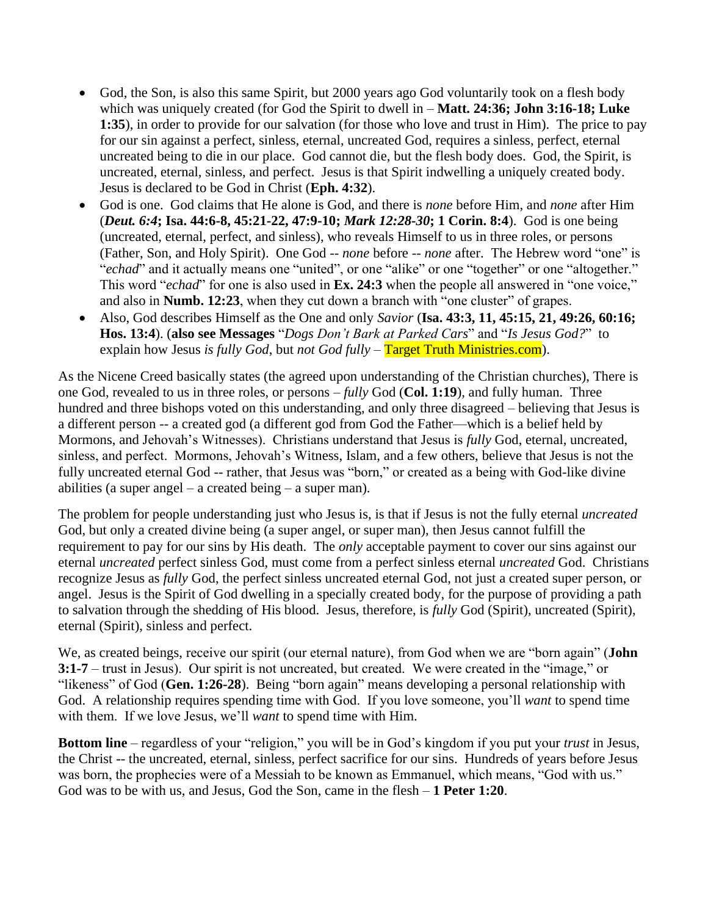- God, the Son, is also this same Spirit, but 2000 years ago God voluntarily took on a flesh body which was uniquely created (for God the Spirit to dwell in – **Matt. 24:36; John 3:16-18; Luke 1:35**), in order to provide for our salvation (for those who love and trust in Him). The price to pay for our sin against a perfect, sinless, eternal, uncreated God, requires a sinless, perfect, eternal uncreated being to die in our place. God cannot die, but the flesh body does. God, the Spirit, is uncreated, eternal, sinless, and perfect. Jesus is that Spirit indwelling a uniquely created body. Jesus is declared to be God in Christ (**Eph. 4:32**).
- God is one. God claims that He alone is God, and there is *none* before Him, and *none* after Him (***Deut. 6:4*; Isa. 44:6-8, 45:21-22, 47:9-10; *Mark 12:28-30*; 1 Corin. 8:4**). God is one being (uncreated, eternal, perfect, and sinless), who reveals Himself to us in three roles, or persons (Father, Son, and Holy Spirit). One God -- *none* before -- *none* after. The Hebrew word "one" is "*echad*" and it actually means one "united", or one "alike" or one "together" or one "altogether." This word "*echad*" for one is also used in **Ex. 24:3** when the people all answered in "one voice," and also in **Numb. 12:23**, when they cut down a branch with "one cluster" of grapes.
- Also, God describes Himself as the One and only *Savior* (**Isa. 43:3, 11, 45:15, 21, 49:26, 60:16; Hos. 13:4**). (**also see Messages** "*Dogs Don't Bark at Parked Cars*" and "*Is Jesus God?*" to explain how Jesus *is fully God*, but *not God fully* – Target Truth Ministries.com).

As the Nicene Creed basically states (the agreed upon understanding of the Christian churches), There is one God, revealed to us in three roles, or persons – *fully* God (**Col. 1:19**), and fully human. Three hundred and three bishops voted on this understanding, and only three disagreed – believing that Jesus is a different person -- a created god (a different god from God the Father—which is a belief held by Mormons, and Jehovah's Witnesses). Christians understand that Jesus is *fully* God, eternal, uncreated, sinless, and perfect. Mormons, Jehovah's Witness, Islam, and a few others, believe that Jesus is not the fully uncreated eternal God -- rather, that Jesus was "born," or created as a being with God-like divine abilities (a super angel – a created being – a super man).

The problem for people understanding just who Jesus is, is that if Jesus is not the fully eternal *uncreated* God, but only a created divine being (a super angel, or super man), then Jesus cannot fulfill the requirement to pay for our sins by His death. The *only* acceptable payment to cover our sins against our eternal *uncreated* perfect sinless God, must come from a perfect sinless eternal *uncreated* God. Christians recognize Jesus as *fully* God, the perfect sinless uncreated eternal God, not just a created super person, or angel. Jesus is the Spirit of God dwelling in a specially created body, for the purpose of providing a path to salvation through the shedding of His blood. Jesus, therefore, is *fully* God (Spirit), uncreated (Spirit), eternal (Spirit), sinless and perfect.

We, as created beings, receive our spirit (our eternal nature), from God when we are "born again" (**John 3:1-7** – trust in Jesus). Our spirit is not uncreated, but created. We were created in the "image," or "likeness" of God (**Gen. 1:26-28**). Being "born again" means developing a personal relationship with God. A relationship requires spending time with God. If you love someone, you'll *want* to spend time with them. If we love Jesus, we'll *want* to spend time with Him.

**Bottom line** – regardless of your "religion," you will be in God's kingdom if you put your *trust* in Jesus, the Christ -- the uncreated, eternal, sinless, perfect sacrifice for our sins. Hundreds of years before Jesus was born, the prophecies were of a Messiah to be known as Emmanuel, which means, "God with us." God was to be with us, and Jesus, God the Son, came in the flesh – **1 Peter 1:20**.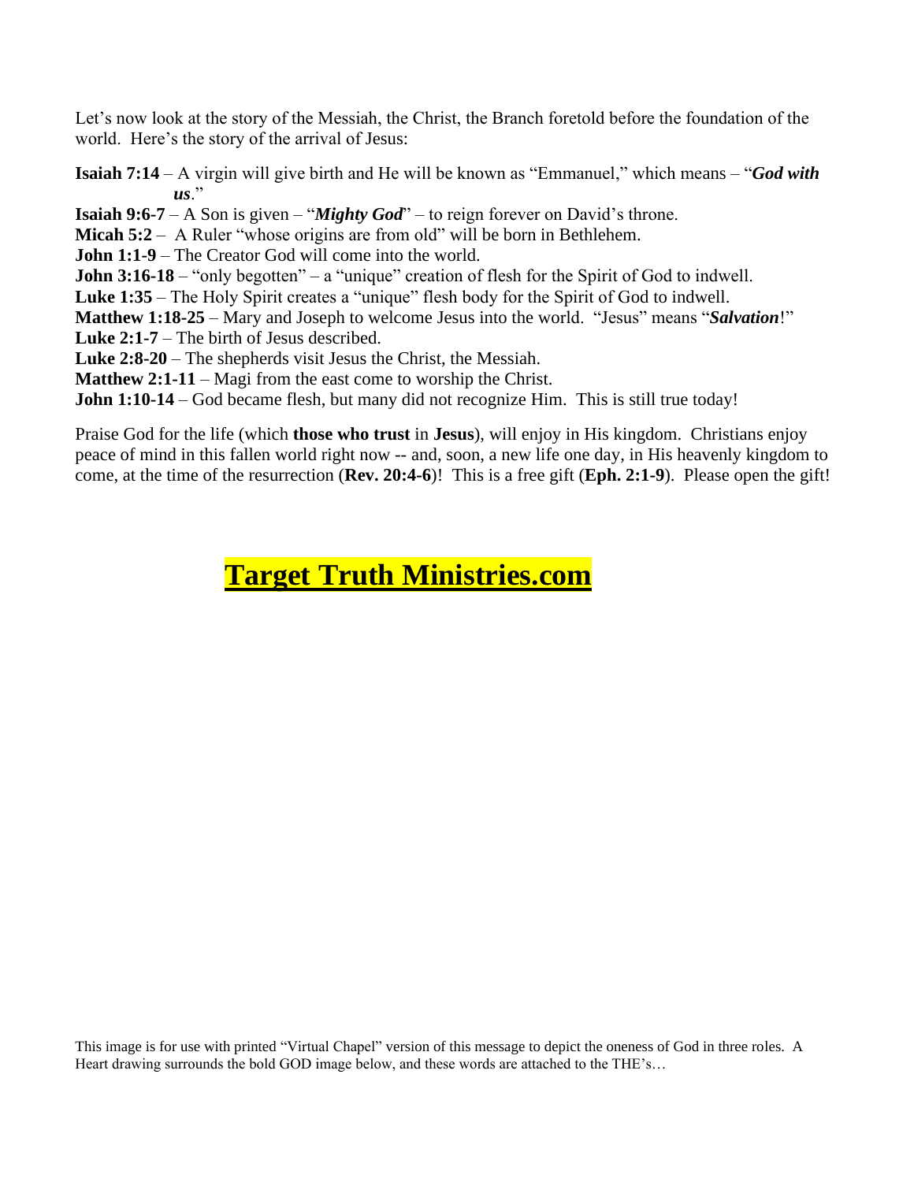Let's now look at the story of the Messiah, the Christ, the Branch foretold before the foundation of the world. Here's the story of the arrival of Jesus:

**Isaiah 7:14** – A virgin will give birth and He will be known as "Emmanuel," which means – "***God with us***."
**Isaiah 9:6-7** – A Son is given – "***Mighty God***" – to reign forever on David's throne.
**Micah 5:2** – A Ruler "whose origins are from old" will be born in Bethlehem.
**John 1:1-9** – The Creator God will come into the world.
**John 3:16-18** – "only begotten" – a "unique" creation of flesh for the Spirit of God to indwell.
**Luke 1:35** – The Holy Spirit creates a "unique" flesh body for the Spirit of God to indwell.
**Matthew 1:18-25** – Mary and Joseph to welcome Jesus into the world. "Jesus" means "***Salvation***!"
**Luke 2:1-7** – The birth of Jesus described.
**Luke 2:8-20** – The shepherds visit Jesus the Christ, the Messiah.
**Matthew 2:1-11** – Magi from the east come to worship the Christ.
**John 1:10-14** – God became flesh, but many did not recognize Him. This is still true today!

Praise God for the life (which **those who trust** in **Jesus**), will enjoy in His kingdom. Christians enjoy peace of mind in this fallen world right now -- and, soon, a new life one day, in His heavenly kingdom to come, at the time of the resurrection (**Rev. 20:4-6**)! This is a free gift (**Eph. 2:1-9**). Please open the gift!

# Target Truth Ministries.com

This image is for use with printed "Virtual Chapel" version of this message to depict the oneness of God in three roles. A Heart drawing surrounds the bold GOD image below, and these words are attached to the THE's…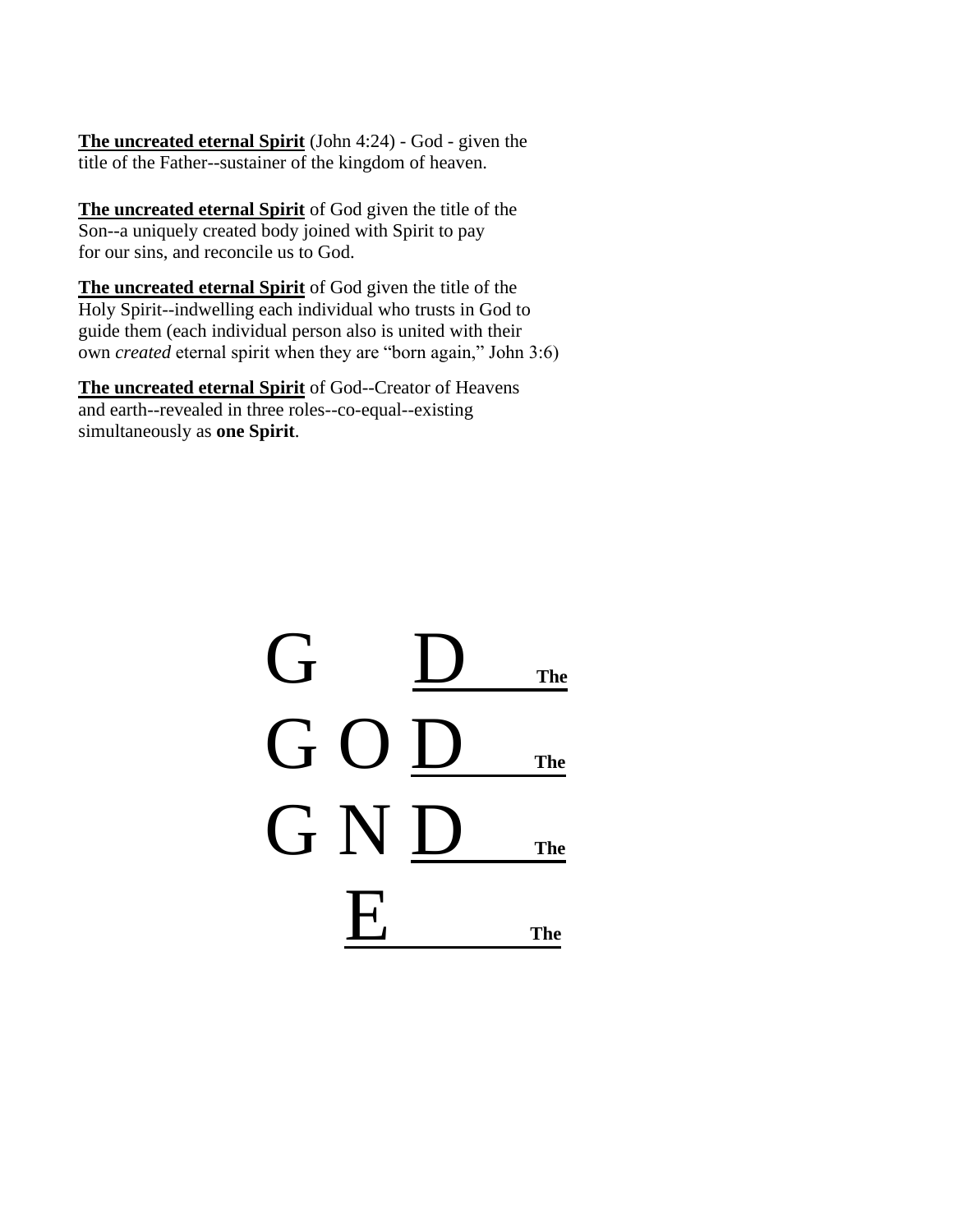**The uncreated eternal Spirit** (John 4:24) - God - given the title of the Father--sustainer of the kingdom of heaven.

**The uncreated eternal Spirit** of God given the title of the Son--a uniquely created body joined with Spirit to pay for our sins, and reconcile us to God.

**The uncreated eternal Spirit** of God given the title of the Holy Spirit--indwelling each individual who trusts in God to guide them (each individual person also is united with their own *created* eternal spirit when they are "born again," John 3:6)

**The uncreated eternal Spirit** of God--Creator of Heavens and earth--revealed in three roles--co-equal--existing simultaneously as **one Spirit**.

G D **The**

G O D **The**

G N D **The**

E **The**